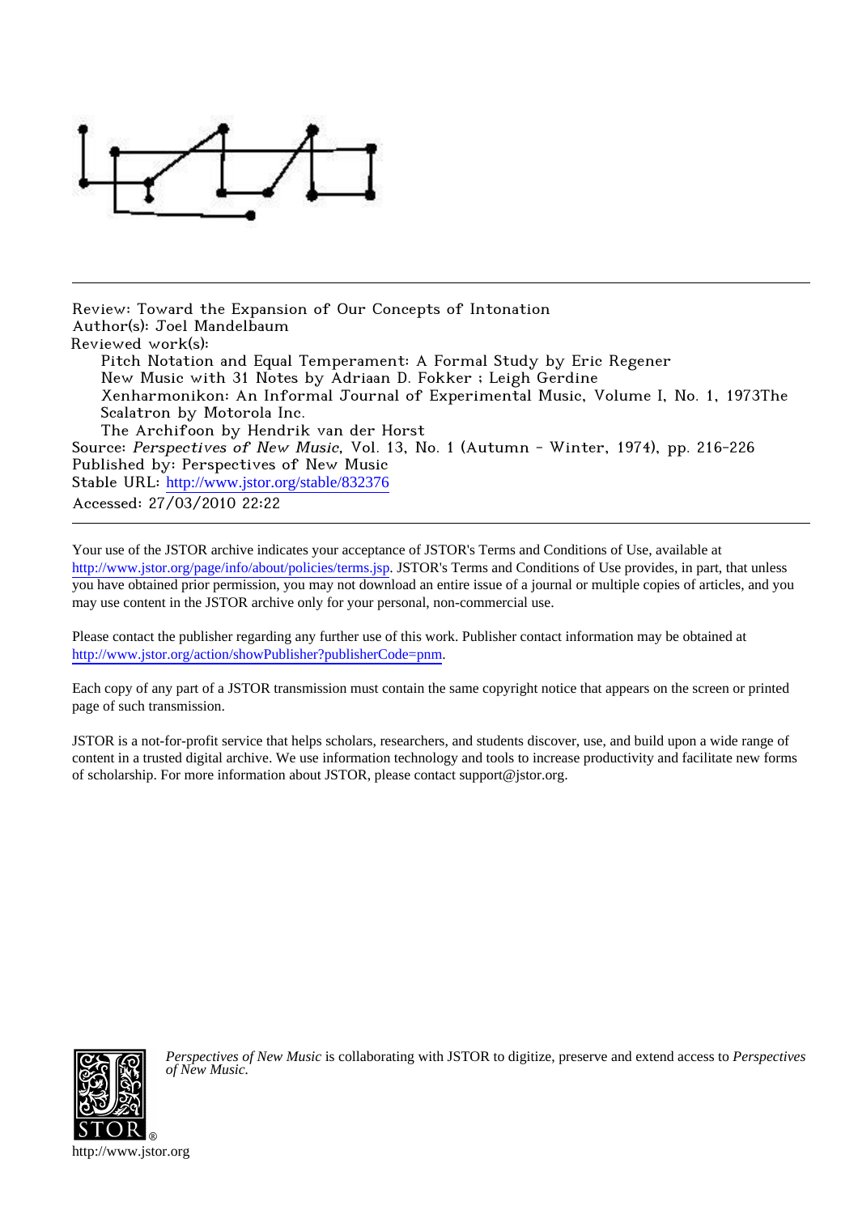Review: Toward the Expansion of Our Concepts of Intonation
Author(s): Joel Mandelbaum
Reviewed work(s):
  Pitch Notation and Equal Temperament: A Formal Study by Eric Regener
  New Music with 31 Notes by Adriaan D. Fokker ; Leigh Gerdine
  Xenharmonikon: An Informal Journal of Experimental Music, Volume I, No. 1, 1973The Scalatron by Motorola Inc.
  The Archifoon by Hendrik van der Horst
Source: *Perspectives of New Music*, Vol. 13, No. 1 (Autumn - Winter, 1974), pp. 216-226
Published by: Perspectives of New Music
Stable URL: http://www.jstor.org/stable/832376
Accessed: 27/03/2010 22:22

---

Your use of the JSTOR archive indicates your acceptance of JSTOR's Terms and Conditions of Use, available at http://www.jstor.org/page/info/about/policies/terms.jsp. JSTOR's Terms and Conditions of Use provides, in part, that unless you have obtained prior permission, you may not download an entire issue of a journal or multiple copies of articles, and you may use content in the JSTOR archive only for your personal, non-commercial use.

Please contact the publisher regarding any further use of this work. Publisher contact information may be obtained at http://www.jstor.org/action/showPublisher?publisherCode=pnm.

Each copy of any part of a JSTOR transmission must contain the same copyright notice that appears on the screen or printed page of such transmission.

JSTOR is a not-for-profit service that helps scholars, researchers, and students discover, use, and build upon a wide range of content in a trusted digital archive. We use information technology and tools to increase productivity and facilitate new forms of scholarship. For more information about JSTOR, please contact support@jstor.org.

*Perspectives of New Music* is collaborating with JSTOR to digitize, preserve and extend access to *Perspectives of New Music.*

http://www.jstor.org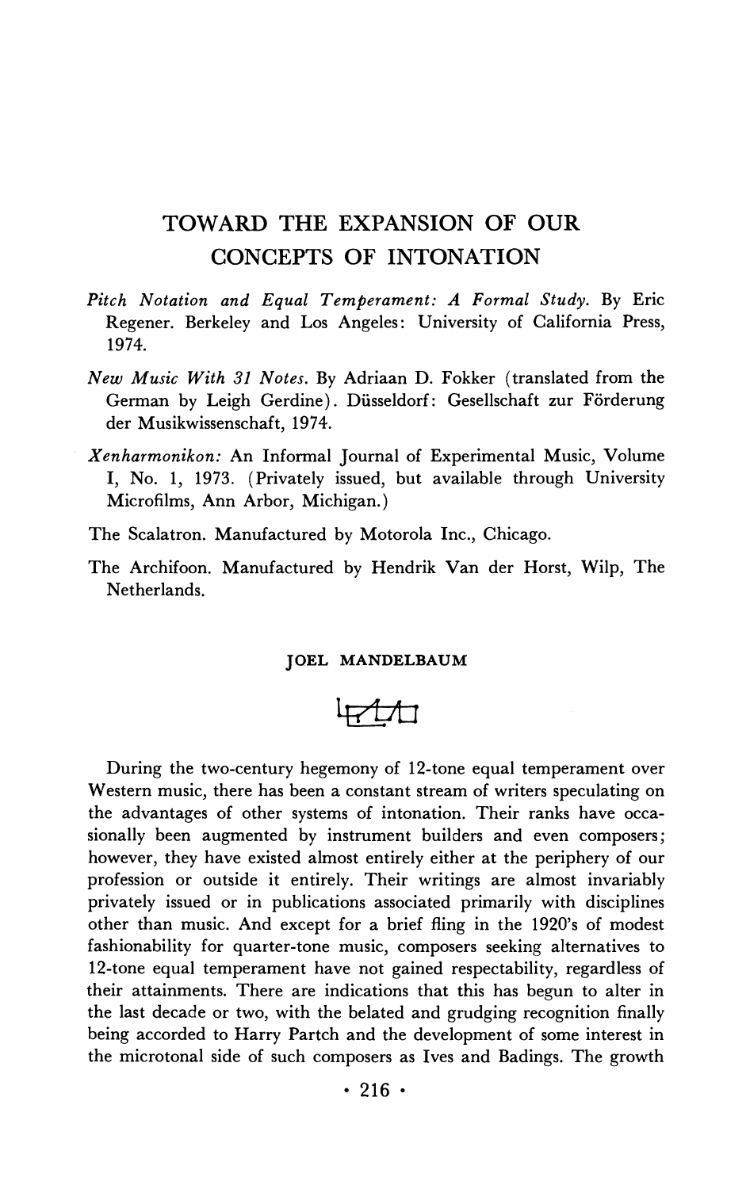# TOWARD THE EXPANSION OF OUR CONCEPTS OF INTONATION

*Pitch Notation and Equal Temperament: A Formal Study.* By Eric Regener. Berkeley and Los Angeles: University of California Press, 1974.

*New Music With 31 Notes.* By Adriaan D. Fokker (translated from the German by Leigh Gerdine). Düsseldorf: Gesellschaft zur Förderung der Musikwissenschaft, 1974.

*Xenharmonikon:* An Informal Journal of Experimental Music, Volume I, No. 1, 1973. (Privately issued, but available through University Microfilms, Ann Arbor, Michigan.)

The Scalatron. Manufactured by Motorola Inc., Chicago.

The Archifoon. Manufactured by Hendrik Van der Horst, Wilp, The Netherlands.

JOEL MANDELBAUM

During the two-century hegemony of 12-tone equal temperament over Western music, there has been a constant stream of writers speculating on the advantages of other systems of intonation. Their ranks have occasionally been augmented by instrument builders and even composers; however, they have existed almost entirely either at the periphery of our profession or outside it entirely. Their writings are almost invariably privately issued or in publications associated primarily with disciplines other than music. And except for a brief fling in the 1920's of modest fashionability for quarter-tone music, composers seeking alternatives to 12-tone equal temperament have not gained respectability, regardless of their attainments. There are indications that this has begun to alter in the last decade or two, with the belated and grudging recognition finally being accorded to Harry Partch and the development of some interest in the microtonal side of such composers as Ives and Badings. The growth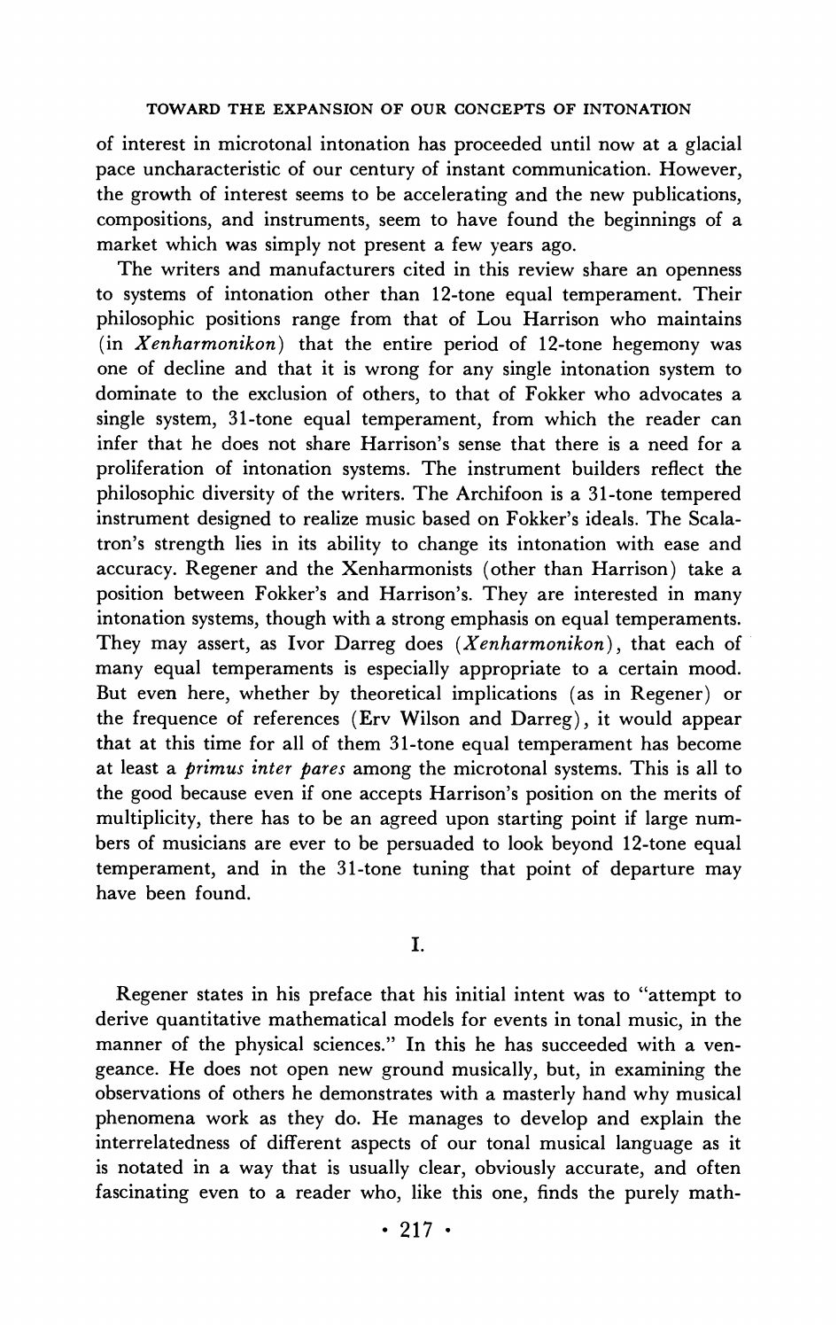of interest in microtonal intonation has proceeded until now at a glacial pace uncharacteristic of our century of instant communication. However, the growth of interest seems to be accelerating and the new publications, compositions, and instruments, seem to have found the beginnings of a market which was simply not present a few years ago.

The writers and manufacturers cited in this review share an openness to systems of intonation other than 12-tone equal temperament. Their philosophic positions range from that of Lou Harrison who maintains (in *Xenharmonikon*) that the entire period of 12-tone hegemony was one of decline and that it is wrong for any single intonation system to dominate to the exclusion of others, to that of Fokker who advocates a single system, 31-tone equal temperament, from which the reader can infer that he does not share Harrison's sense that there is a need for a proliferation of intonation systems. The instrument builders reflect the philosophic diversity of the writers. The Archifoon is a 31-tone tempered instrument designed to realize music based on Fokker's ideals. The Scalatron's strength lies in its ability to change its intonation with ease and accuracy. Regener and the Xenharmonists (other than Harrison) take a position between Fokker's and Harrison's. They are interested in many intonation systems, though with a strong emphasis on equal temperaments. They may assert, as Ivor Darreg does (*Xenharmonikon*), that each of many equal temperaments is especially appropriate to a certain mood. But even here, whether by theoretical implications (as in Regener) or the frequence of references (Erv Wilson and Darreg), it would appear that at this time for all of them 31-tone equal temperament has become at least a *primus inter pares* among the microtonal systems. This is all to the good because even if one accepts Harrison's position on the merits of multiplicity, there has to be an agreed upon starting point if large numbers of musicians are ever to be persuaded to look beyond 12-tone equal temperament, and in the 31-tone tuning that point of departure may have been found.

## I.

Regener states in his preface that his initial intent was to "attempt to derive quantitative mathematical models for events in tonal music, in the manner of the physical sciences." In this he has succeeded with a vengeance. He does not open new ground musically, but, in examining the observations of others he demonstrates with a masterly hand why musical phenomena work as they do. He manages to develop and explain the interrelatedness of different aspects of our tonal musical language as it is notated in a way that is usually clear, obviously accurate, and often fascinating even to a reader who, like this one, finds the purely math-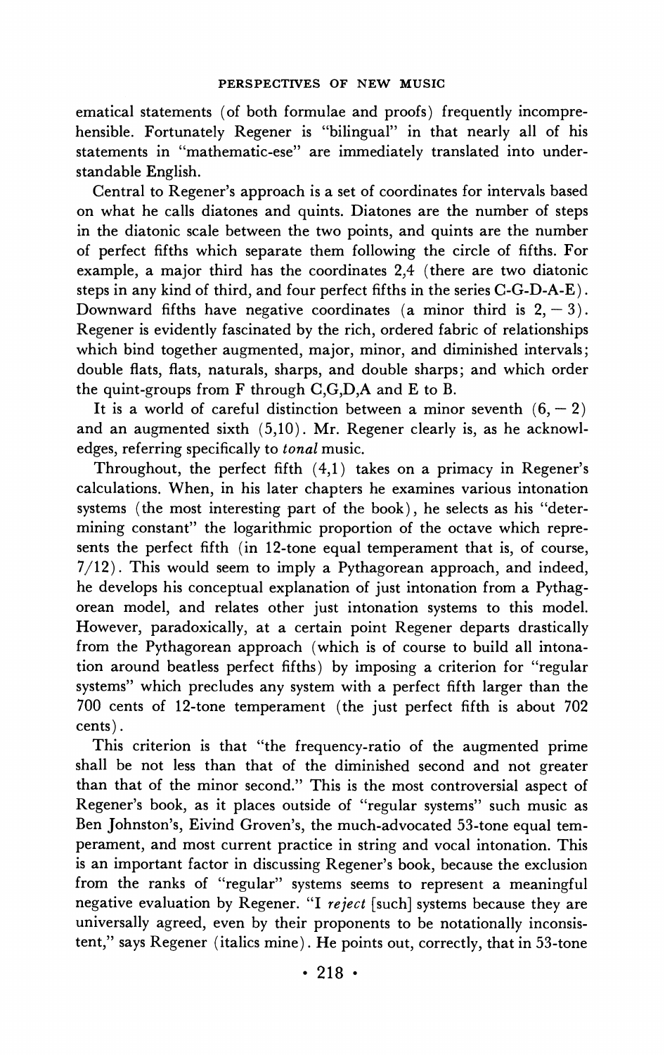ematical statements (of both formulae and proofs) frequently incomprehensible. Fortunately Regener is "bilingual" in that nearly all of his statements in "mathematic-ese" are immediately translated into understandable English.

Central to Regener's approach is a set of coordinates for intervals based on what he calls diatones and quints. Diatones are the number of steps in the diatonic scale between the two points, and quints are the number of perfect fifths which separate them following the circle of fifths. For example, a major third has the coordinates 2,4 (there are two diatonic steps in any kind of third, and four perfect fifths in the series C-G-D-A-E). Downward fifths have negative coordinates (a minor third is $2, -3$). Regener is evidently fascinated by the rich, ordered fabric of relationships which bind together augmented, major, minor, and diminished intervals; double flats, flats, naturals, sharps, and double sharps; and which order the quint-groups from F through C,G,D,A and E to B.

It is a world of careful distinction between a minor seventh $(6, -2)$ and an augmented sixth (5,10). Mr. Regener clearly is, as he acknowledges, referring specifically to *tonal* music.

Throughout, the perfect fifth (4,1) takes on a primacy in Regener's calculations. When, in his later chapters he examines various intonation systems (the most interesting part of the book), he selects as his "determining constant" the logarithmic proportion of the octave which represents the perfect fifth (in 12-tone equal temperament that is, of course, 7/12). This would seem to imply a Pythagorean approach, and indeed, he develops his conceptual explanation of just intonation from a Pythagorean model, and relates other just intonation systems to this model. However, paradoxically, at a certain point Regener departs drastically from the Pythagorean approach (which is of course to build all intonation around beatless perfect fifths) by imposing a criterion for "regular systems" which precludes any system with a perfect fifth larger than the 700 cents of 12-tone temperament (the just perfect fifth is about 702 cents).

This criterion is that "the frequency-ratio of the augmented prime shall be not less than that of the diminished second and not greater than that of the minor second." This is the most controversial aspect of Regener's book, as it places outside of "regular systems" such music as Ben Johnston's, Eivind Groven's, the much-advocated 53-tone equal temperament, and most current practice in string and vocal intonation. This is an important factor in discussing Regener's book, because the exclusion from the ranks of "regular" systems seems to represent a meaningful negative evaluation by Regener. "I *reject* [such] systems because they are universally agreed, even by their proponents to be notationally inconsistent," says Regener (italics mine). He points out, correctly, that in 53-tone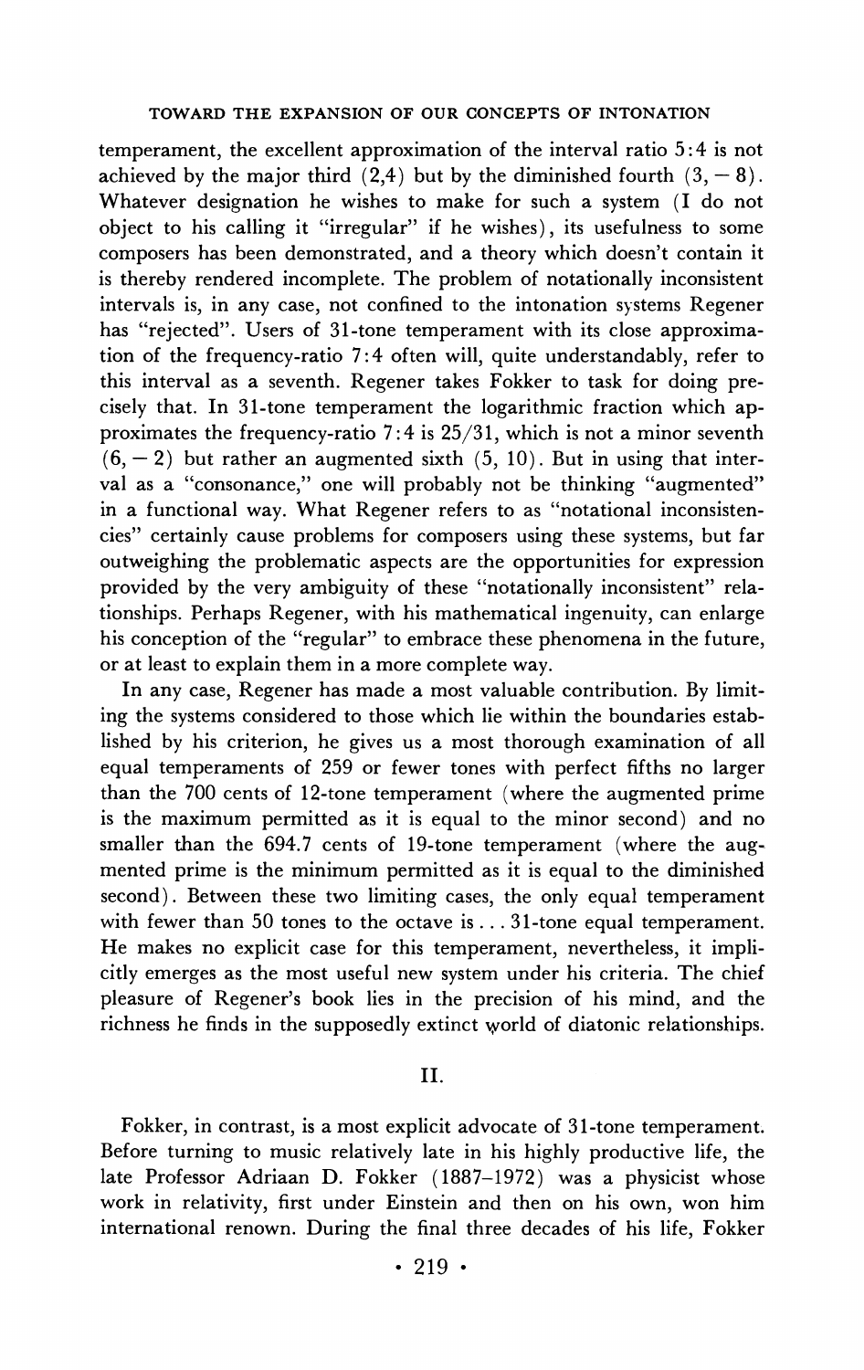temperament, the excellent approximation of the interval ratio 5:4 is not achieved by the major third (2,4) but by the diminished fourth $(3, -8)$. Whatever designation he wishes to make for such a system (I do not object to his calling it "irregular" if he wishes), its usefulness to some composers has been demonstrated, and a theory which doesn't contain it is thereby rendered incomplete. The problem of notationally inconsistent intervals is, in any case, not confined to the intonation systems Regener has "rejected". Users of 31-tone temperament with its close approximation of the frequency-ratio 7:4 often will, quite understandably, refer to this interval as a seventh. Regener takes Fokker to task for doing precisely that. In 31-tone temperament the logarithmic fraction which approximates the frequency-ratio 7:4 is 25/31, which is not a minor seventh $(6, -2)$ but rather an augmented sixth (5, 10). But in using that interval as a "consonance," one will probably not be thinking "augmented" in a functional way. What Regener refers to as "notational inconsistencies" certainly cause problems for composers using these systems, but far outweighing the problematic aspects are the opportunities for expression provided by the very ambiguity of these "notationally inconsistent" relationships. Perhaps Regener, with his mathematical ingenuity, can enlarge his conception of the "regular" to embrace these phenomena in the future, or at least to explain them in a more complete way.

In any case, Regener has made a most valuable contribution. By limiting the systems considered to those which lie within the boundaries established by his criterion, he gives us a most thorough examination of all equal temperaments of 259 or fewer tones with perfect fifths no larger than the 700 cents of 12-tone temperament (where the augmented prime is the maximum permitted as it is equal to the minor second) and no smaller than the 694.7 cents of 19-tone temperament (where the augmented prime is the minimum permitted as it is equal to the diminished second). Between these two limiting cases, the only equal temperament with fewer than 50 tones to the octave is . . . 31-tone equal temperament. He makes no explicit case for this temperament, nevertheless, it implicitly emerges as the most useful new system under his criteria. The chief pleasure of Regener's book lies in the precision of his mind, and the richness he finds in the supposedly extinct world of diatonic relationships.

## II.

Fokker, in contrast, is a most explicit advocate of 31-tone temperament. Before turning to music relatively late in his highly productive life, the late Professor Adriaan D. Fokker (1887–1972) was a physicist whose work in relativity, first under Einstein and then on his own, won him international renown. During the final three decades of his life, Fokker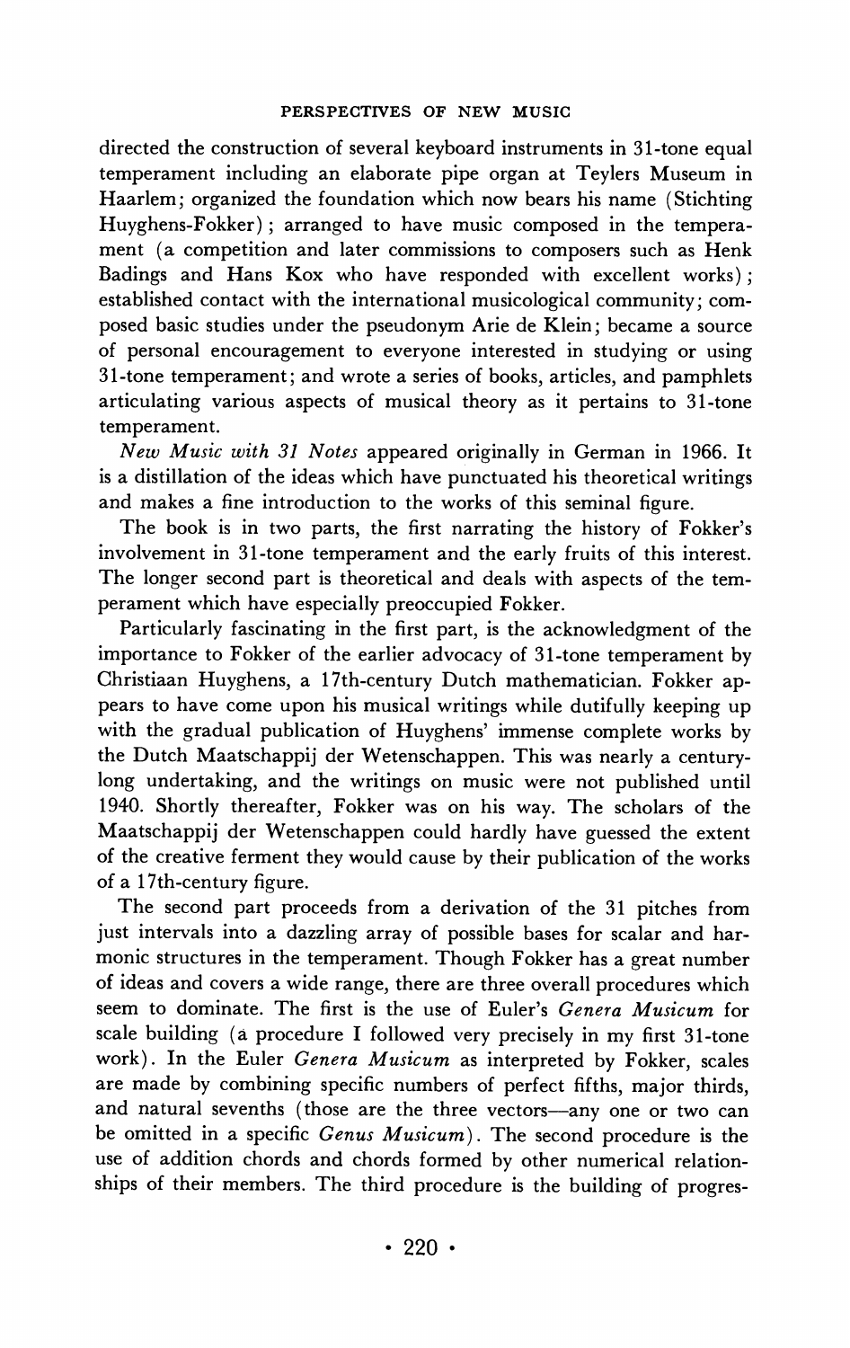directed the construction of several keyboard instruments in 31-tone equal temperament including an elaborate pipe organ at Teylers Museum in Haarlem; organized the foundation which now bears his name (Stichting Huyghens-Fokker); arranged to have music composed in the temperament (a competition and later commissions to composers such as Henk Badings and Hans Kox who have responded with excellent works); established contact with the international musicological community; composed basic studies under the pseudonym Arie de Klein; became a source of personal encouragement to everyone interested in studying or using 31-tone temperament; and wrote a series of books, articles, and pamphlets articulating various aspects of musical theory as it pertains to 31-tone temperament.

*New Music with 31 Notes* appeared originally in German in 1966. It is a distillation of the ideas which have punctuated his theoretical writings and makes a fine introduction to the works of this seminal figure.

The book is in two parts, the first narrating the history of Fokker's involvement in 31-tone temperament and the early fruits of this interest. The longer second part is theoretical and deals with aspects of the temperament which have especially preoccupied Fokker.

Particularly fascinating in the first part, is the acknowledgment of the importance to Fokker of the earlier advocacy of 31-tone temperament by Christiaan Huyghens, a 17th-century Dutch mathematician. Fokker appears to have come upon his musical writings while dutifully keeping up with the gradual publication of Huyghens' immense complete works by the Dutch Maatschappij der Wetenschappen. This was nearly a century-long undertaking, and the writings on music were not published until 1940. Shortly thereafter, Fokker was on his way. The scholars of the Maatschappij der Wetenschappen could hardly have guessed the extent of the creative ferment they would cause by their publication of the works of a 17th-century figure.

The second part proceeds from a derivation of the 31 pitches from just intervals into a dazzling array of possible bases for scalar and harmonic structures in the temperament. Though Fokker has a great number of ideas and covers a wide range, there are three overall procedures which seem to dominate. The first is the use of Euler's *Genera Musicum* for scale building (a procedure I followed very precisely in my first 31-tone work). In the Euler *Genera Musicum* as interpreted by Fokker, scales are made by combining specific numbers of perfect fifths, major thirds, and natural sevenths (those are the three vectors—any one or two can be omitted in a specific *Genus Musicum*). The second procedure is the use of addition chords and chords formed by other numerical relationships of their members. The third procedure is the building of progres-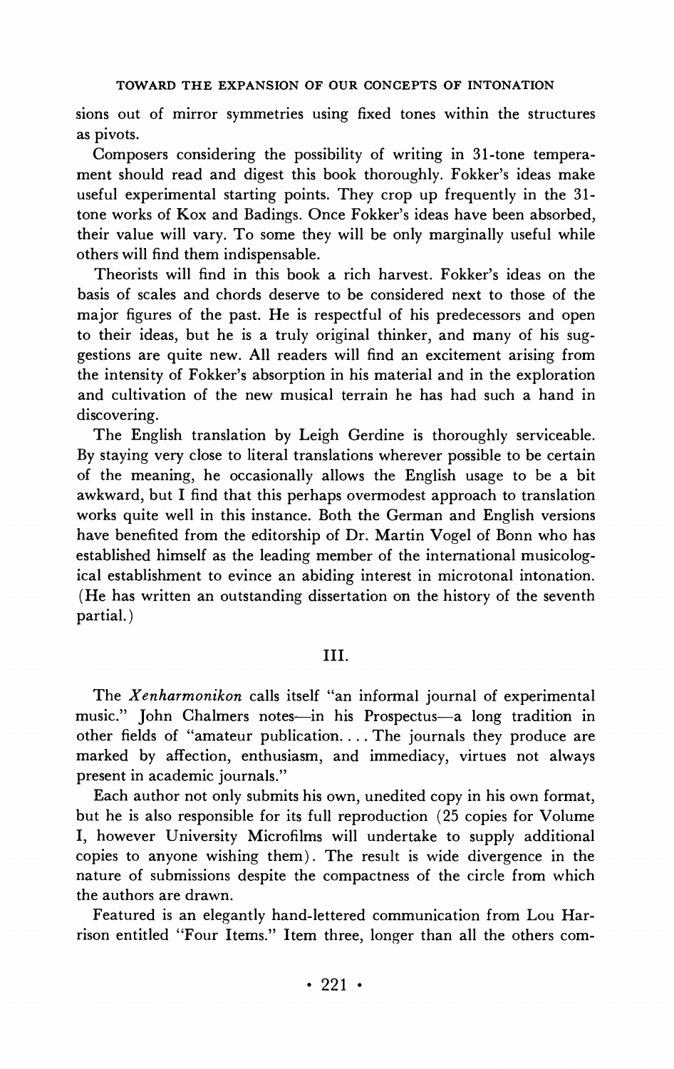sions out of mirror symmetries using fixed tones within the structures as pivots.

Composers considering the possibility of writing in 31-tone temperament should read and digest this book thoroughly. Fokker's ideas make useful experimental starting points. They crop up frequently in the 31-tone works of Kox and Badings. Once Fokker's ideas have been absorbed, their value will vary. To some they will be only marginally useful while others will find them indispensable.

Theorists will find in this book a rich harvest. Fokker's ideas on the basis of scales and chords deserve to be considered next to those of the major figures of the past. He is respectful of his predecessors and open to their ideas, but he is a truly original thinker, and many of his suggestions are quite new. All readers will find an excitement arising from the intensity of Fokker's absorption in his material and in the exploration and cultivation of the new musical terrain he has had such a hand in discovering.

The English translation by Leigh Gerdine is thoroughly serviceable. By staying very close to literal translations wherever possible to be certain of the meaning, he occasionally allows the English usage to be a bit awkward, but I find that this perhaps overmodest approach to translation works quite well in this instance. Both the German and English versions have benefited from the editorship of Dr. Martin Vogel of Bonn who has established himself as the leading member of the international musicological establishment to evince an abiding interest in microtonal intonation. (He has written an outstanding dissertation on the history of the seventh partial.)

## III.

The *Xenharmonikon* calls itself "an informal journal of experimental music." John Chalmers notes—in his Prospectus—a long tradition in other fields of "amateur publication. . . . The journals they produce are marked by affection, enthusiasm, and immediacy, virtues not always present in academic journals."

Each author not only submits his own, unedited copy in his own format, but he is also responsible for its full reproduction (25 copies for Volume I, however University Microfilms will undertake to supply additional copies to anyone wishing them). The result is wide divergence in the nature of submissions despite the compactness of the circle from which the authors are drawn.

Featured is an elegantly hand-lettered communication from Lou Harrison entitled "Four Items." Item three, longer than all the others com-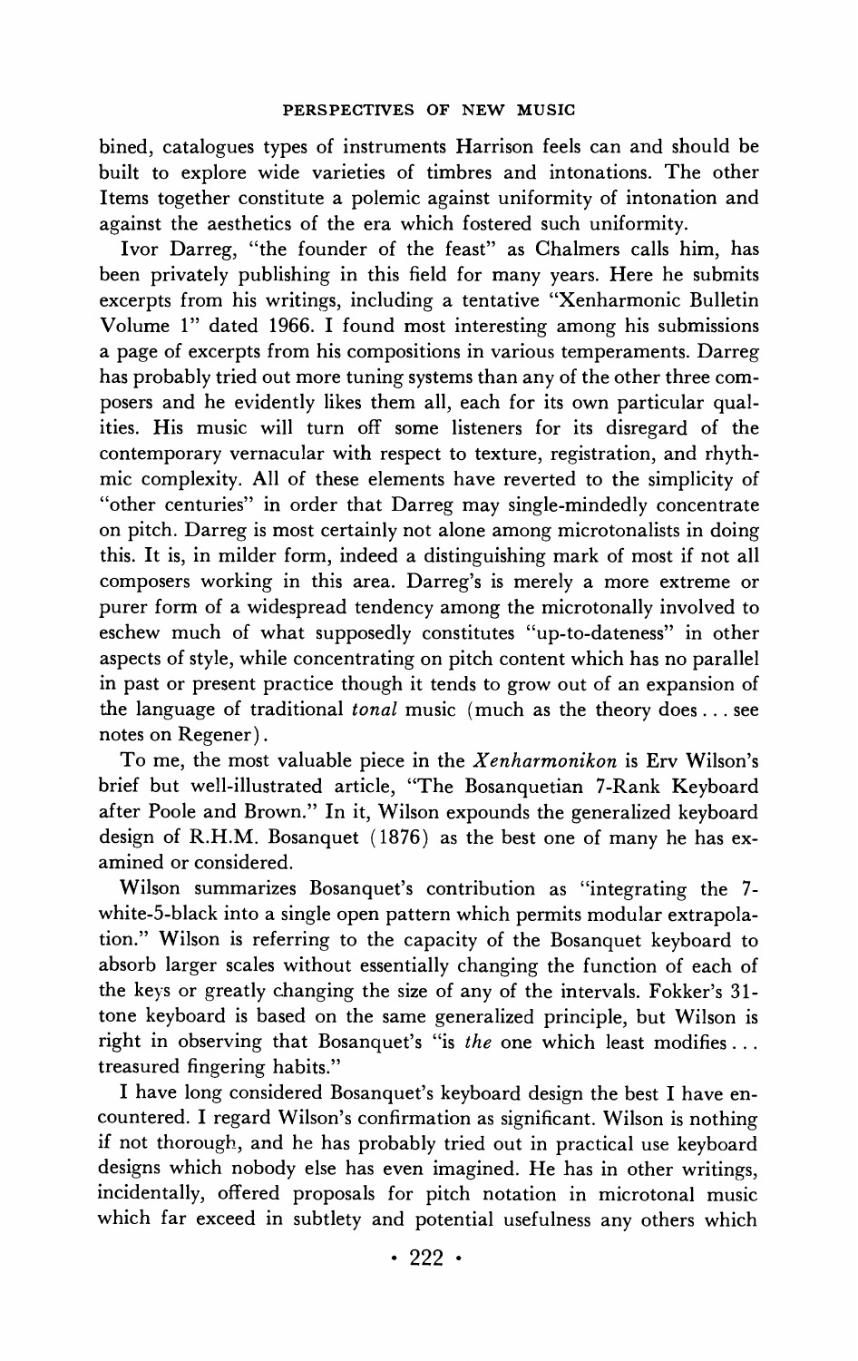bined, catalogues types of instruments Harrison feels can and should be built to explore wide varieties of timbres and intonations. The other Items together constitute a polemic against uniformity of intonation and against the aesthetics of the era which fostered such uniformity.

Ivor Darreg, "the founder of the feast" as Chalmers calls him, has been privately publishing in this field for many years. Here he submits excerpts from his writings, including a tentative "Xenharmonic Bulletin Volume 1" dated 1966. I found most interesting among his submissions a page of excerpts from his compositions in various temperaments. Darreg has probably tried out more tuning systems than any of the other three composers and he evidently likes them all, each for its own particular qualities. His music will turn off some listeners for its disregard of the contemporary vernacular with respect to texture, registration, and rhythmic complexity. All of these elements have reverted to the simplicity of "other centuries" in order that Darreg may single-mindedly concentrate on pitch. Darreg is most certainly not alone among microtonalists in doing this. It is, in milder form, indeed a distinguishing mark of most if not all composers working in this area. Darreg's is merely a more extreme or purer form of a widespread tendency among the microtonally involved to eschew much of what supposedly constitutes "up-to-dateness" in other aspects of style, while concentrating on pitch content which has no parallel in past or present practice though it tends to grow out of an expansion of the language of traditional *tonal* music (much as the theory does . . . see notes on Regener).

To me, the most valuable piece in the *Xenharmonikon* is Erv Wilson's brief but well-illustrated article, "The Bosanquetian 7-Rank Keyboard after Poole and Brown." In it, Wilson expounds the generalized keyboard design of R.H.M. Bosanquet (1876) as the best one of many he has examined or considered.

Wilson summarizes Bosanquet's contribution as "integrating the 7-white-5-black into a single open pattern which permits modular extrapolation." Wilson is referring to the capacity of the Bosanquet keyboard to absorb larger scales without essentially changing the function of each of the keys or greatly changing the size of any of the intervals. Fokker's 31-tone keyboard is based on the same generalized principle, but Wilson is right in observing that Bosanquet's "is *the* one which least modifies . . . treasured fingering habits."

I have long considered Bosanquet's keyboard design the best I have encountered. I regard Wilson's confirmation as significant. Wilson is nothing if not thorough, and he has probably tried out in practical use keyboard designs which nobody else has even imagined. He has in other writings, incidentally, offered proposals for pitch notation in microtonal music which far exceed in subtlety and potential usefulness any others which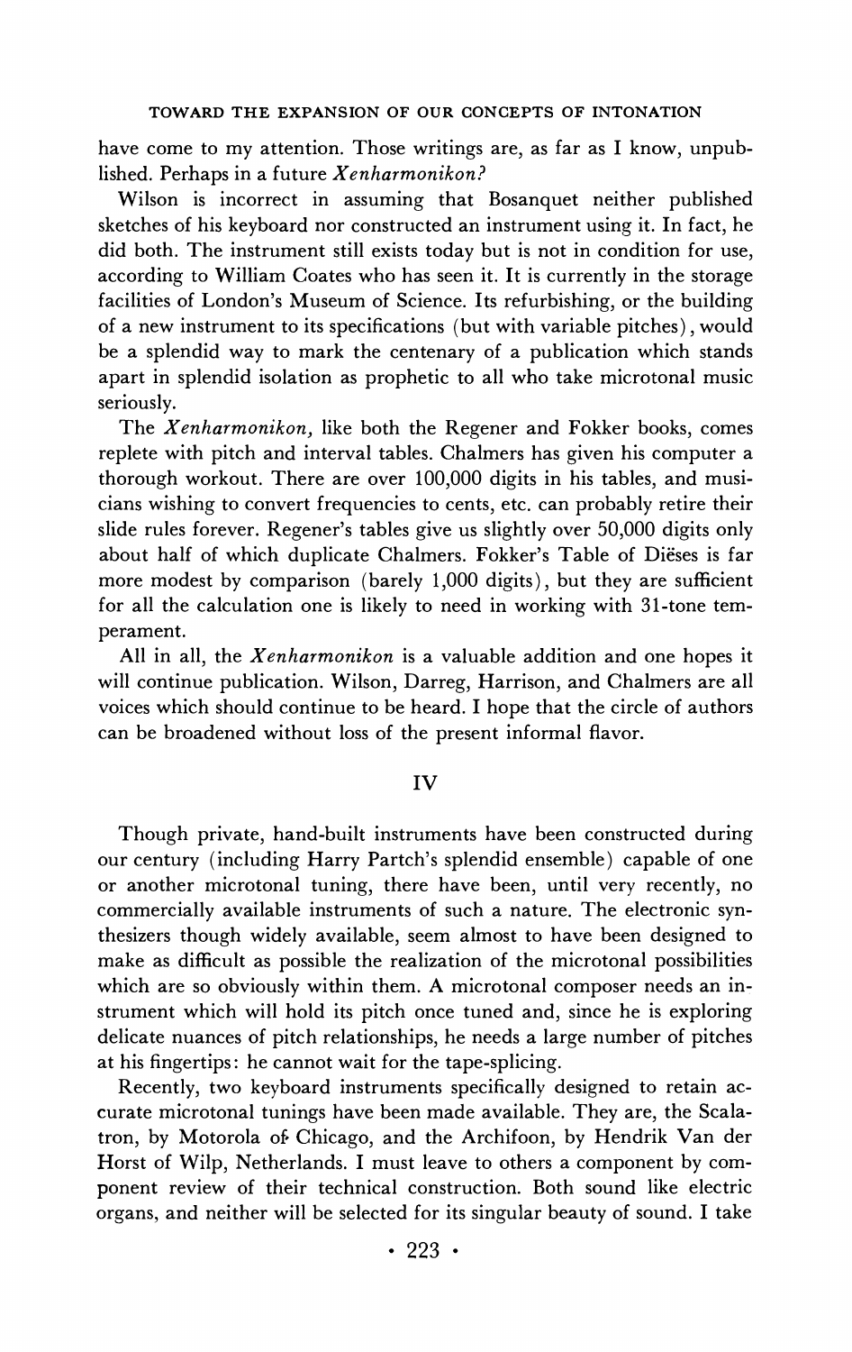have come to my attention. Those writings are, as far as I know, unpublished. Perhaps in a future *Xenharmonikon?*

Wilson is incorrect in assuming that Bosanquet neither published sketches of his keyboard nor constructed an instrument using it. In fact, he did both. The instrument still exists today but is not in condition for use, according to William Coates who has seen it. It is currently in the storage facilities of London's Museum of Science. Its refurbishing, or the building of a new instrument to its specifications (but with variable pitches), would be a splendid way to mark the centenary of a publication which stands apart in splendid isolation as prophetic to all who take microtonal music seriously.

The *Xenharmonikon,* like both the Regener and Fokker books, comes replete with pitch and interval tables. Chalmers has given his computer a thorough workout. There are over 100,000 digits in his tables, and musicians wishing to convert frequencies to cents, etc. can probably retire their slide rules forever. Regener's tables give us slightly over 50,000 digits only about half of which duplicate Chalmers. Fokker's Table of Dïeses is far more modest by comparison (barely 1,000 digits), but they are sufficient for all the calculation one is likely to need in working with 31-tone temperament.

All in all, the *Xenharmonikon* is a valuable addition and one hopes it will continue publication. Wilson, Darreg, Harrison, and Chalmers are all voices which should continue to be heard. I hope that the circle of authors can be broadened without loss of the present informal flavor.

## IV

Though private, hand-built instruments have been constructed during our century (including Harry Partch's splendid ensemble) capable of one or another microtonal tuning, there have been, until very recently, no commercially available instruments of such a nature. The electronic synthesizers though widely available, seem almost to have been designed to make as difficult as possible the realization of the microtonal possibilities which are so obviously within them. A microtonal composer needs an instrument which will hold its pitch once tuned and, since he is exploring delicate nuances of pitch relationships, he needs a large number of pitches at his fingertips: he cannot wait for the tape-splicing.

Recently, two keyboard instruments specifically designed to retain accurate microtonal tunings have been made available. They are, the Scalatron, by Motorola of Chicago, and the Archifoon, by Hendrik Van der Horst of Wilp, Netherlands. I must leave to others a component by component review of their technical construction. Both sound like electric organs, and neither will be selected for its singular beauty of sound. I take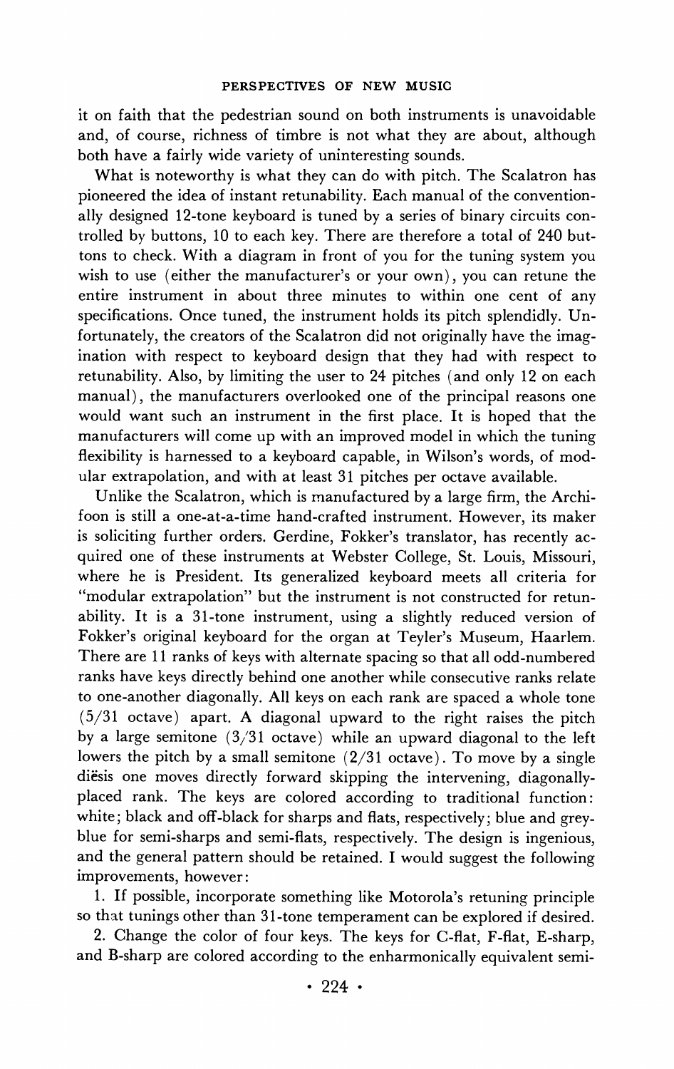it on faith that the pedestrian sound on both instruments is unavoidable and, of course, richness of timbre is not what they are about, although both have a fairly wide variety of uninteresting sounds.

What is noteworthy is what they can do with pitch. The Scalatron has pioneered the idea of instant retunability. Each manual of the conventionally designed 12-tone keyboard is tuned by a series of binary circuits controlled by buttons, 10 to each key. There are therefore a total of 240 buttons to check. With a diagram in front of you for the tuning system you wish to use (either the manufacturer's or your own), you can retune the entire instrument in about three minutes to within one cent of any specifications. Once tuned, the instrument holds its pitch splendidly. Unfortunately, the creators of the Scalatron did not originally have the imagination with respect to keyboard design that they had with respect to retunability. Also, by limiting the user to 24 pitches (and only 12 on each manual), the manufacturers overlooked one of the principal reasons one would want such an instrument in the first place. It is hoped that the manufacturers will come up with an improved model in which the tuning flexibility is harnessed to a keyboard capable, in Wilson's words, of modular extrapolation, and with at least 31 pitches per octave available.

Unlike the Scalatron, which is manufactured by a large firm, the Archifoon is still a one-at-a-time hand-crafted instrument. However, its maker is soliciting further orders. Gerdine, Fokker's translator, has recently acquired one of these instruments at Webster College, St. Louis, Missouri, where he is President. Its generalized keyboard meets all criteria for "modular extrapolation" but the instrument is not constructed for retunability. It is a 31-tone instrument, using a slightly reduced version of Fokker's original keyboard for the organ at Teyler's Museum, Haarlem. There are 11 ranks of keys with alternate spacing so that all odd-numbered ranks have keys directly behind one another while consecutive ranks relate to one-another diagonally. All keys on each rank are spaced a whole tone (5/31 octave) apart. A diagonal upward to the right raises the pitch by a large semitone (3/31 octave) while an upward diagonal to the left lowers the pitch by a small semitone (2/31 octave). To move by a single diësis one moves directly forward skipping the intervening, diagonally-placed rank. The keys are colored according to traditional function: white; black and off-black for sharps and flats, respectively; blue and grey-blue for semi-sharps and semi-flats, respectively. The design is ingenious, and the general pattern should be retained. I would suggest the following improvements, however:

1. If possible, incorporate something like Motorola's retuning principle so that tunings other than 31-tone temperament can be explored if desired.

2. Change the color of four keys. The keys for C-flat, F-flat, E-sharp, and B-sharp are colored according to the enharmonically equivalent semi-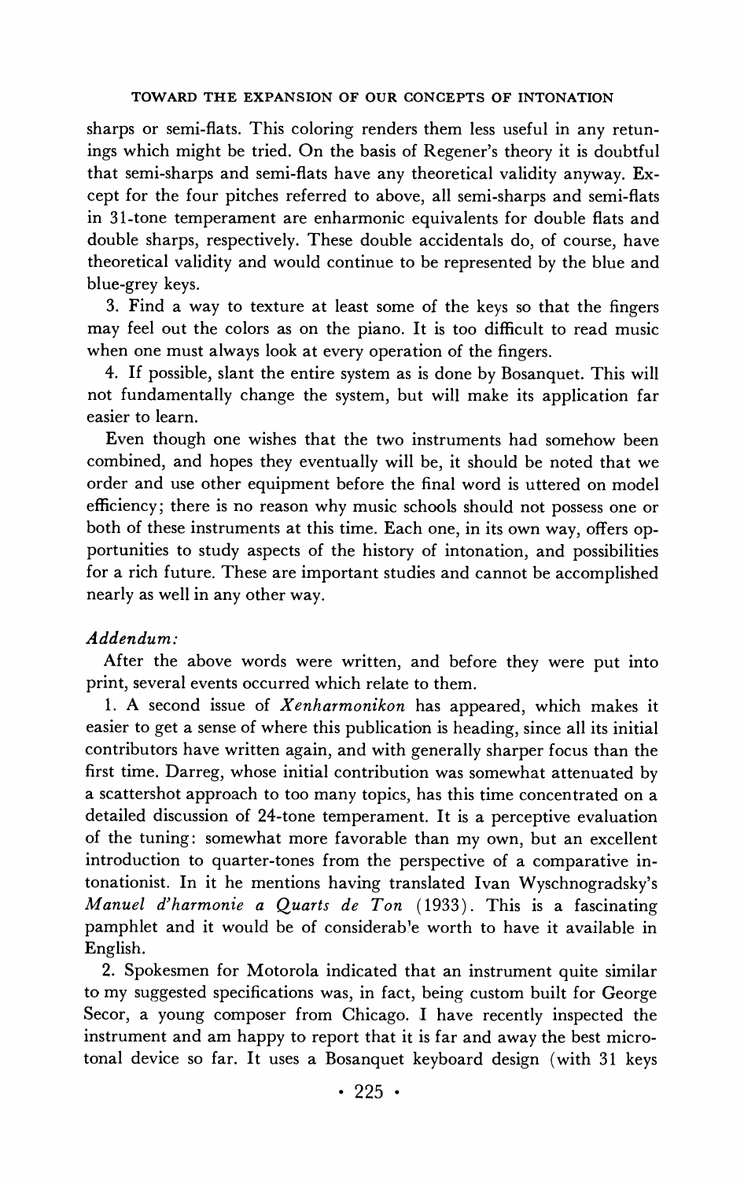sharps or semi-flats. This coloring renders them less useful in any retunings which might be tried. On the basis of Regener's theory it is doubtful that semi-sharps and semi-flats have any theoretical validity anyway. Except for the four pitches referred to above, all semi-sharps and semi-flats in 31-tone temperament are enharmonic equivalents for double flats and double sharps, respectively. These double accidentals do, of course, have theoretical validity and would continue to be represented by the blue and blue-grey keys.

3. Find a way to texture at least some of the keys so that the fingers may feel out the colors as on the piano. It is too difficult to read music when one must always look at every operation of the fingers.

4. If possible, slant the entire system as is done by Bosanquet. This will not fundamentally change the system, but will make its application far easier to learn.

Even though one wishes that the two instruments had somehow been combined, and hopes they eventually will be, it should be noted that we order and use other equipment before the final word is uttered on model efficiency; there is no reason why music schools should not possess one or both of these instruments at this time. Each one, in its own way, offers opportunities to study aspects of the history of intonation, and possibilities for a rich future. These are important studies and cannot be accomplished nearly as well in any other way.

*Addendum:*

After the above words were written, and before they were put into print, several events occurred which relate to them.

1. A second issue of *Xenharmonikon* has appeared, which makes it easier to get a sense of where this publication is heading, since all its initial contributors have written again, and with generally sharper focus than the first time. Darreg, whose initial contribution was somewhat attenuated by a scattershot approach to too many topics, has this time concentrated on a detailed discussion of 24-tone temperament. It is a perceptive evaluation of the tuning: somewhat more favorable than my own, but an excellent introduction to quarter-tones from the perspective of a comparative intonationist. In it he mentions having translated Ivan Wyschnogradsky's *Manuel d'harmonie a Quarts de Ton* (1933). This is a fascinating pamphlet and it would be of considerab'e worth to have it available in English.

2. Spokesmen for Motorola indicated that an instrument quite similar to my suggested specifications was, in fact, being custom built for George Secor, a young composer from Chicago. I have recently inspected the instrument and am happy to report that it is far and away the best microtonal device so far. It uses a Bosanquet keyboard design (with 31 keys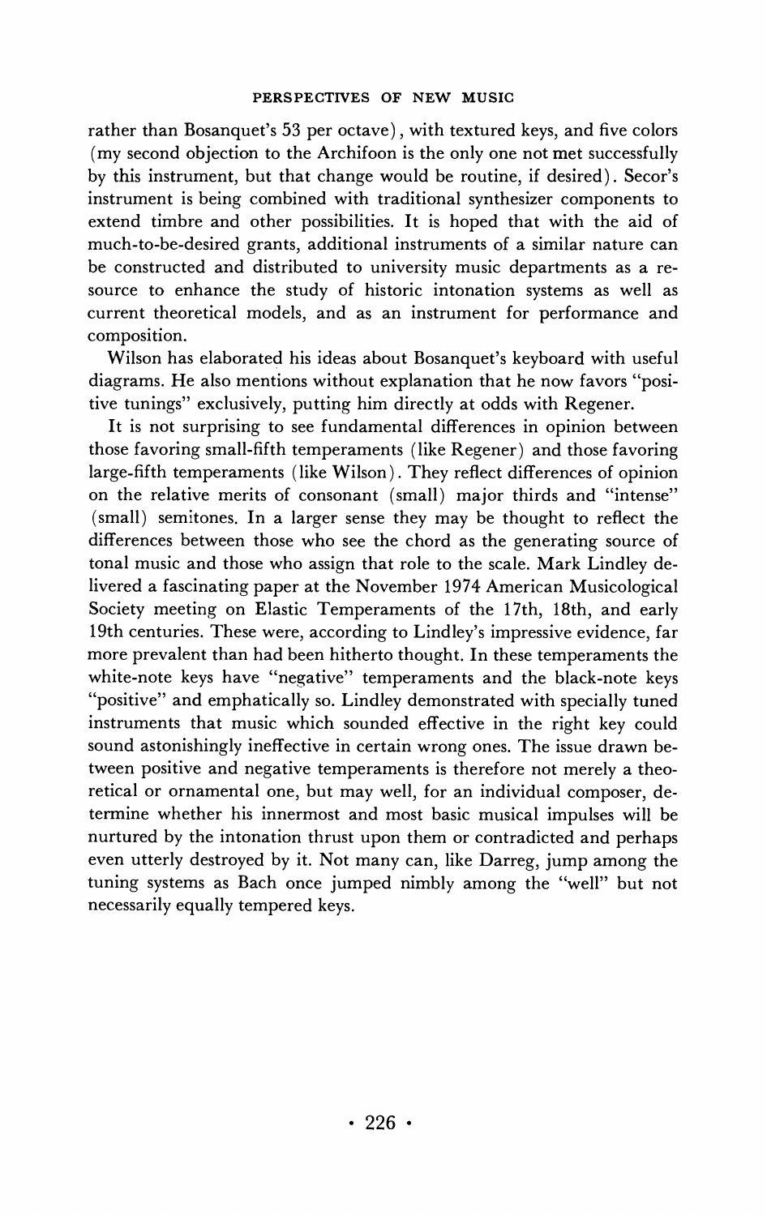rather than Bosanquet's 53 per octave), with textured keys, and five colors (my second objection to the Archifoon is the only one not met successfully by this instrument, but that change would be routine, if desired). Secor's instrument is being combined with traditional synthesizer components to extend timbre and other possibilities. It is hoped that with the aid of much-to-be-desired grants, additional instruments of a similar nature can be constructed and distributed to university music departments as a resource to enhance the study of historic intonation systems as well as current theoretical models, and as an instrument for performance and composition.

Wilson has elaborated his ideas about Bosanquet's keyboard with useful diagrams. He also mentions without explanation that he now favors "positive tunings" exclusively, putting him directly at odds with Regener.

It is not surprising to see fundamental differences in opinion between those favoring small-fifth temperaments (like Regener) and those favoring large-fifth temperaments (like Wilson). They reflect differences of opinion on the relative merits of consonant (small) major thirds and "intense" (small) semitones. In a larger sense they may be thought to reflect the differences between those who see the chord as the generating source of tonal music and those who assign that role to the scale. Mark Lindley delivered a fascinating paper at the November 1974 American Musicological Society meeting on Elastic Temperaments of the 17th, 18th, and early 19th centuries. These were, according to Lindley's impressive evidence, far more prevalent than had been hitherto thought. In these temperaments the white-note keys have "negative" temperaments and the black-note keys "positive" and emphatically so. Lindley demonstrated with specially tuned instruments that music which sounded effective in the right key could sound astonishingly ineffective in certain wrong ones. The issue drawn between positive and negative temperaments is therefore not merely a theoretical or ornamental one, but may well, for an individual composer, determine whether his innermost and most basic musical impulses will be nurtured by the intonation thrust upon them or contradicted and perhaps even utterly destroyed by it. Not many can, like Darreg, jump among the tuning systems as Bach once jumped nimbly among the "well" but not necessarily equally tempered keys.